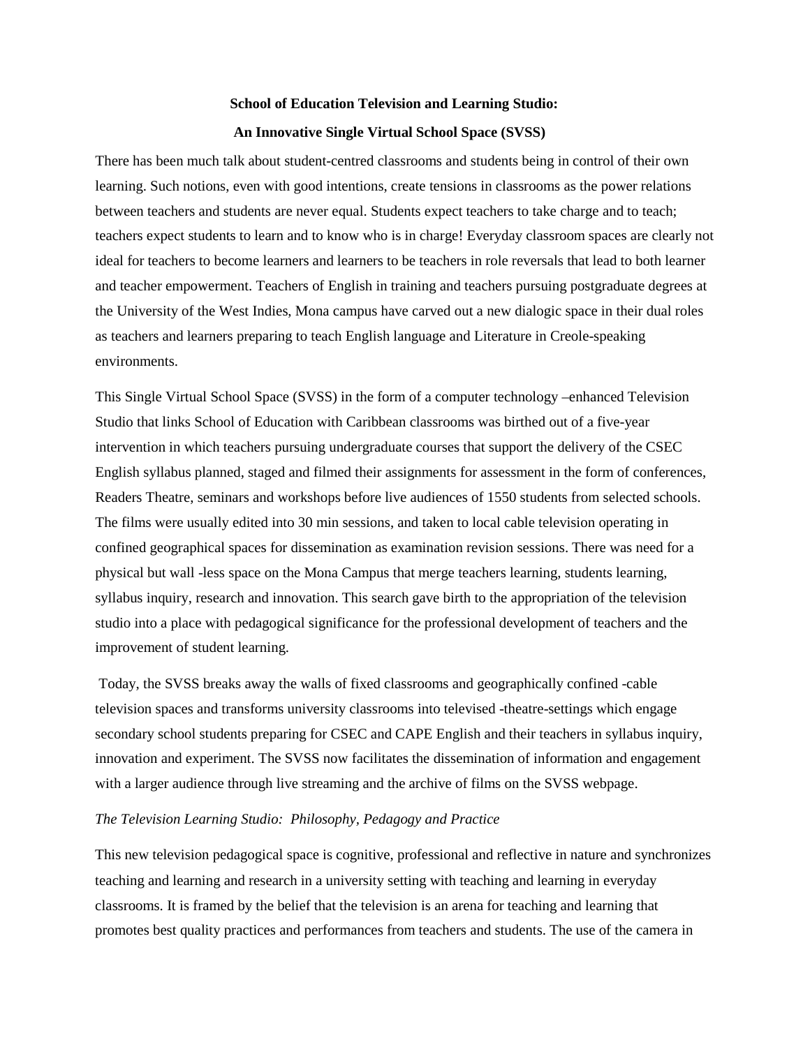**School of Education Television and Learning Studio:**

**An Innovative Single Virtual School Space (SVSS)**

There has been much talk about student-centred classrooms and students being in control of their own learning. Such notions, even with good intentions, create tensions in classrooms as the power relations between teachers and students are never equal. Students expect teachers to take charge and to teach; teachers expect students to learn and to know who is in charge! Everyday classroom spaces are clearly not ideal for teachers to become learners and learners to be teachers in role reversals that lead to both learner and teacher empowerment. Teachers of English in training and teachers pursuing postgraduate degrees at the University of the West Indies, Mona campus have carved out a new dialogic space in their dual roles as teachers and learners preparing to teach English language and Literature in Creole-speaking environments.

This Single Virtual School Space (SVSS) in the form of a computer technology –enhanced Television Studio that links School of Education with Caribbean classrooms was birthed out of a five-year intervention in which teachers pursuing undergraduate courses that support the delivery of the CSEC English syllabus planned, staged and filmed their assignments for assessment in the form of conferences, Readers Theatre, seminars and workshops before live audiences of 1550 students from selected schools. The films were usually edited into 30 min sessions, and taken to local cable television operating in confined geographical spaces for dissemination as examination revision sessions. There was need for a physical but wall -less space on the Mona Campus that merge teachers learning, students learning, syllabus inquiry, research and innovation. This search gave birth to the appropriation of the television studio into a place with pedagogical significance for the professional development of teachers and the improvement of student learning.

Today, the SVSS breaks away the walls of fixed classrooms and geographically confined -cable television spaces and transforms university classrooms into televised -theatre-settings which engage secondary school students preparing for CSEC and CAPE English and their teachers in syllabus inquiry, innovation and experiment. The SVSS now facilitates the dissemination of information and engagement with a larger audience through live streaming and the archive of films on the SVSS webpage.

*The Television Learning Studio: Philosophy, Pedagogy and Practice*

This new television pedagogical space is cognitive, professional and reflective in nature and synchronizes teaching and learning and research in a university setting with teaching and learning in everyday classrooms. It is framed by the belief that the television is an arena for teaching and learning that promotes best quality practices and performances from teachers and students. The use of the camera in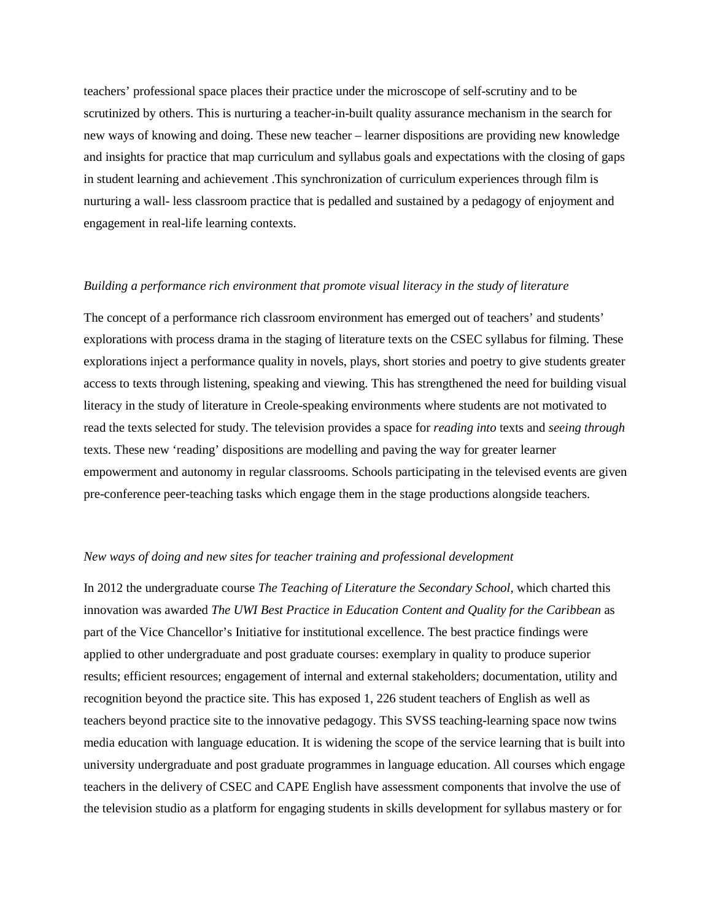teachers' professional space places their practice under the microscope of self-scrutiny and to be scrutinized by others. This is nurturing a teacher-in-built quality assurance mechanism in the search for new ways of knowing and doing. These new teacher – learner dispositions are providing new knowledge and insights for practice that map curriculum and syllabus goals and expectations with the closing of gaps in student learning and achievement .This synchronization of curriculum experiences through film is nurturing a wall- less classroom practice that is pedalled and sustained by a pedagogy of enjoyment and engagement in real-life learning contexts.

*Building a performance rich environment that promote visual literacy in the study of literature*

The concept of a performance rich classroom environment has emerged out of teachers' and students' explorations with process drama in the staging of literature texts on the CSEC syllabus for filming. These explorations inject a performance quality in novels, plays, short stories and poetry to give students greater access to texts through listening, speaking and viewing. This has strengthened the need for building visual literacy in the study of literature in Creole-speaking environments where students are not motivated to read the texts selected for study. The television provides a space for *reading into* texts and *seeing through* texts. These new 'reading' dispositions are modelling and paving the way for greater learner empowerment and autonomy in regular classrooms. Schools participating in the televised events are given pre-conference peer-teaching tasks which engage them in the stage productions alongside teachers.

*New ways of doing and new sites for teacher training and professional development*

In 2012 the undergraduate course *The Teaching of Literature the Secondary School*, which charted this innovation was awarded *The UWI Best Practice in Education Content and Quality for the Caribbean* as part of the Vice Chancellor's Initiative for institutional excellence. The best practice findings were applied to other undergraduate and post graduate courses: exemplary in quality to produce superior results; efficient resources; engagement of internal and external stakeholders; documentation, utility and recognition beyond the practice site. This has exposed 1, 226 student teachers of English as well as teachers beyond practice site to the innovative pedagogy. This SVSS teaching-learning space now twins media education with language education. It is widening the scope of the service learning that is built into university undergraduate and post graduate programmes in language education. All courses which engage teachers in the delivery of CSEC and CAPE English have assessment components that involve the use of the television studio as a platform for engaging students in skills development for syllabus mastery or for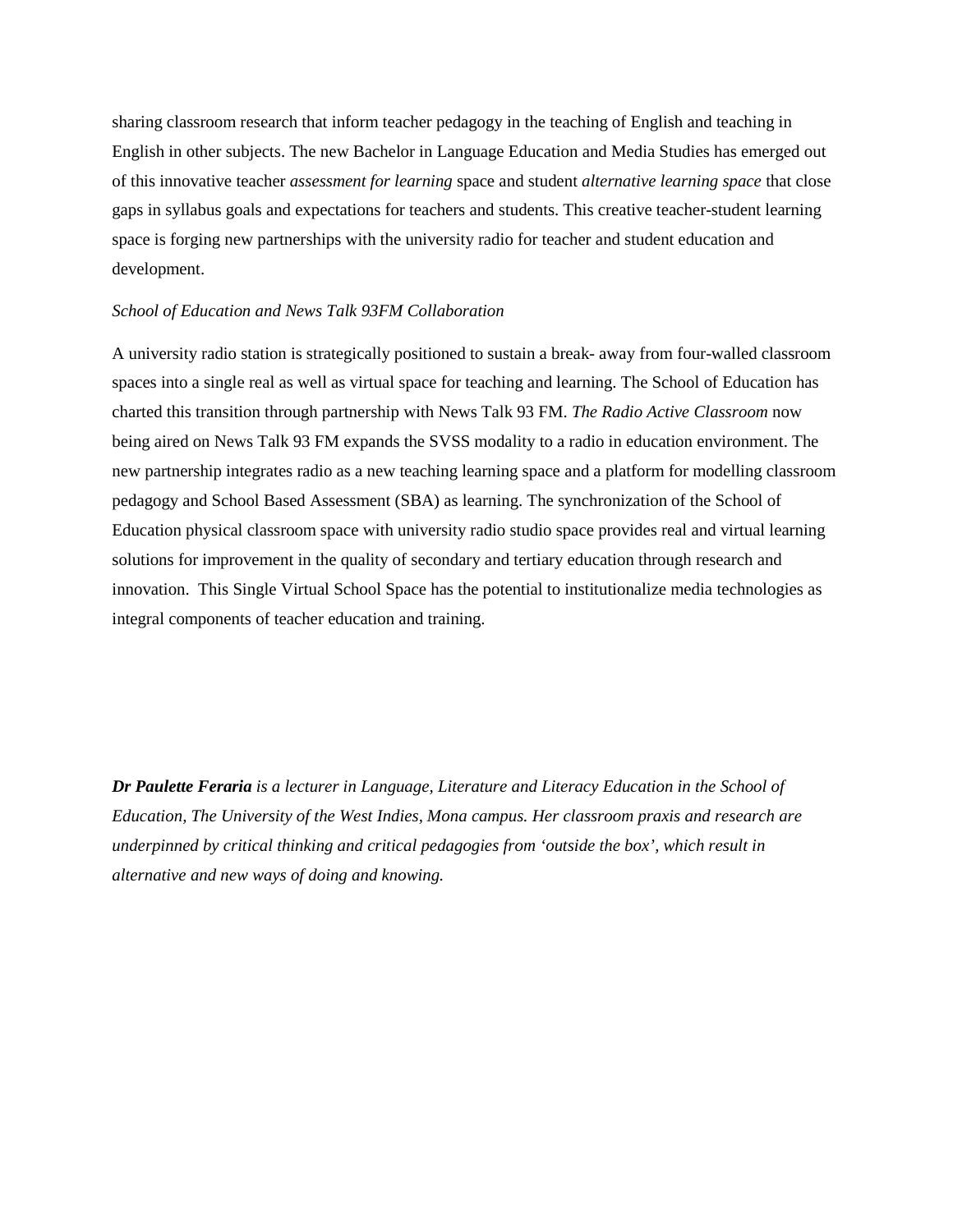sharing classroom research that inform teacher pedagogy in the teaching of English and teaching in English in other subjects. The new Bachelor in Language Education and Media Studies has emerged out of this innovative teacher *assessment for learning* space and student *alternative learning space* that close gaps in syllabus goals and expectations for teachers and students. This creative teacher-student learning space is forging new partnerships with the university radio for teacher and student education and development.

*School of Education and News Talk 93FM Collaboration*

A university radio station is strategically positioned to sustain a break- away from four-walled classroom spaces into a single real as well as virtual space for teaching and learning. The School of Education has charted this transition through partnership with News Talk 93 FM. *The Radio Active Classroom* now being aired on News Talk 93 FM expands the SVSS modality to a radio in education environment. The new partnership integrates radio as a new teaching learning space and a platform for modelling classroom pedagogy and School Based Assessment (SBA) as learning. The synchronization of the School of Education physical classroom space with university radio studio space provides real and virtual learning solutions for improvement in the quality of secondary and tertiary education through research and innovation. This Single Virtual School Space has the potential to institutionalize media technologies as integral components of teacher education and training.

***Dr Paulette Feraria*** *is a lecturer in Language, Literature and Literacy Education in the School of Education, The University of the West Indies, Mona campus. Her classroom praxis and research are underpinned by critical thinking and critical pedagogies from 'outside the box', which result in alternative and new ways of doing and knowing.*